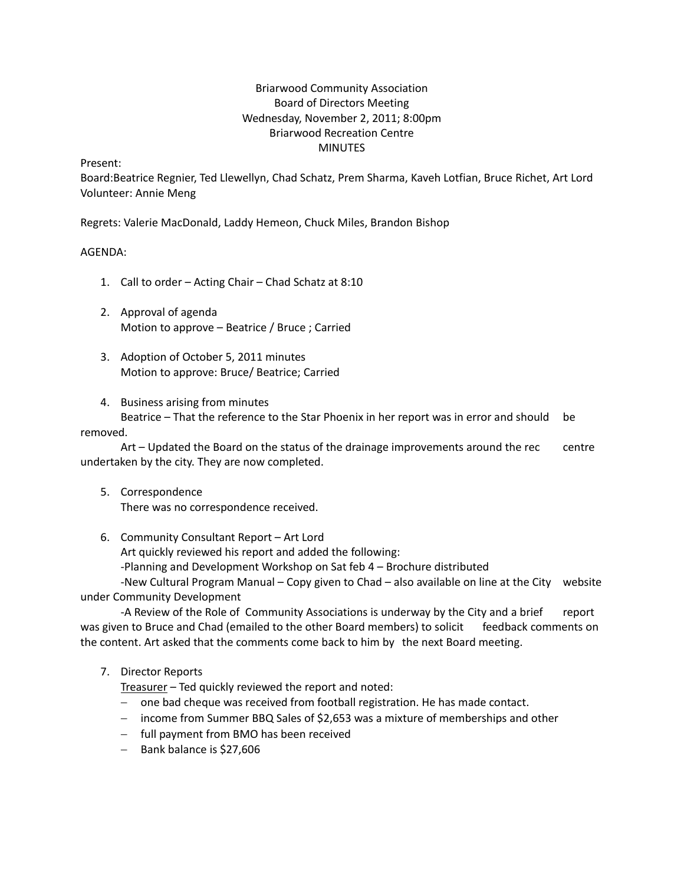Briarwood Community Association
Board of Directors Meeting
Wednesday, November 2, 2011; 8:00pm
Briarwood Recreation Centre
MINUTES

Present:
Board:Beatrice Regnier, Ted Llewellyn, Chad Schatz, Prem Sharma, Kaveh Lotfian, Bruce Richet, Art Lord
Volunteer: Annie Meng

Regrets: Valerie MacDonald, Laddy Hemeon, Chuck Miles, Brandon Bishop

AGENDA:

1. Call to order – Acting Chair – Chad Schatz at 8:10

2. Approval of agenda
   Motion to approve – Beatrice / Bruce ; Carried

3. Adoption of October 5, 2011 minutes
   Motion to approve: Bruce/ Beatrice; Carried

4. Business arising from minutes
   Beatrice – That the reference to the Star Phoenix in her report was in error and should be removed.
   Art – Updated the Board on the status of the drainage improvements around the rec centre undertaken by the city. They are now completed.

5. Correspondence
   There was no correspondence received.

6. Community Consultant Report – Art Lord
   Art quickly reviewed his report and added the following:
   -Planning and Development Workshop on Sat feb 4 – Brochure distributed
   -New Cultural Program Manual – Copy given to Chad – also available on line at the City website under Community Development
   -A Review of the Role of Community Associations is underway by the City and a brief report was given to Bruce and Chad (emailed to the other Board members) to solicit feedback comments on the content. Art asked that the comments come back to him by the next Board meeting.

7. Director Reports
   Treasurer – Ted quickly reviewed the report and noted:
   - one bad cheque was received from football registration. He has made contact.
   - income from Summer BBQ Sales of $2,653 was a mixture of memberships and other
   - full payment from BMO has been received
   - Bank balance is $27,606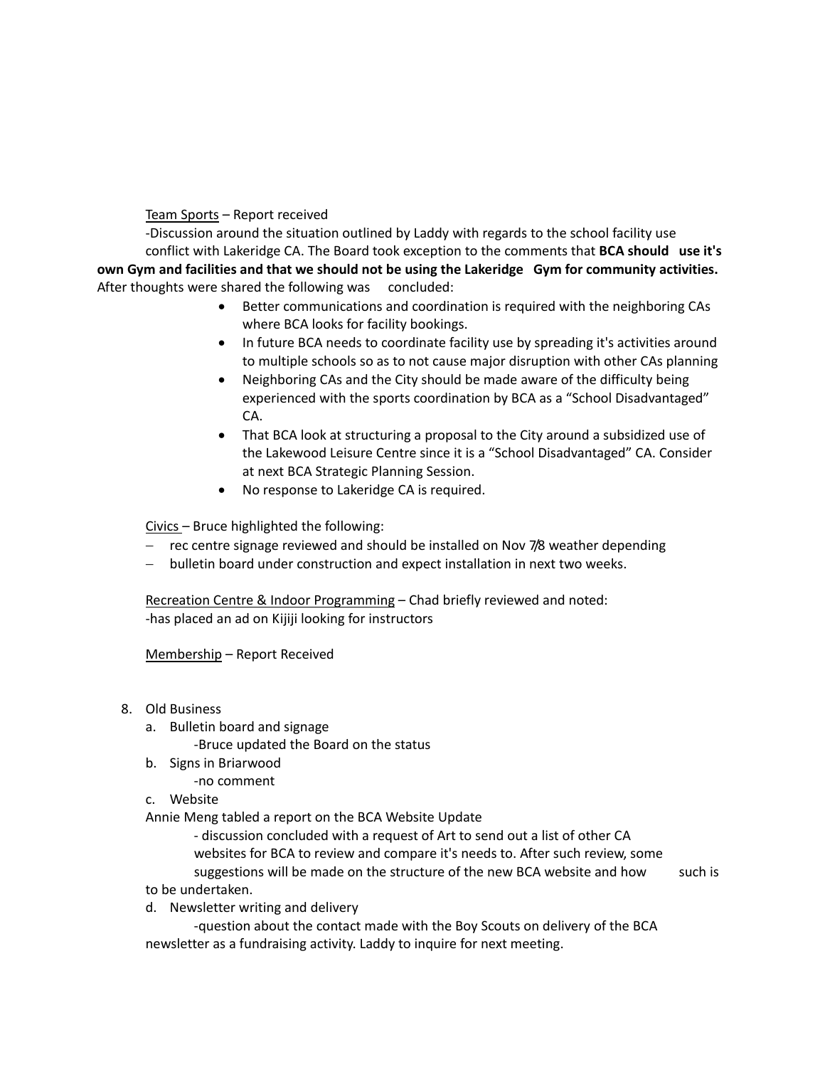Team Sports – Report received

-Discussion around the situation outlined by Laddy with regards to the school facility use conflict with Lakeridge CA. The Board took exception to the comments that **BCA should use it's own Gym and facilities and that we should not be using the Lakeridge Gym for community activities.** After thoughts were shared the following was concluded:

- Better communications and coordination is required with the neighboring CAs where BCA looks for facility bookings.
- In future BCA needs to coordinate facility use by spreading it's activities around to multiple schools so as to not cause major disruption with other CAs planning
- Neighboring CAs and the City should be made aware of the difficulty being experienced with the sports coordination by BCA as a "School Disadvantaged" CA.
- That BCA look at structuring a proposal to the City around a subsidized use of the Lakewood Leisure Centre since it is a "School Disadvantaged" CA. Consider at next BCA Strategic Planning Session.
- No response to Lakeridge CA is required.

Civics – Bruce highlighted the following:

- rec centre signage reviewed and should be installed on Nov 7/8 weather depending
- bulletin board under construction and expect installation in next two weeks.

Recreation Centre & Indoor Programming – Chad briefly reviewed and noted:
-has placed an ad on Kijiji looking for instructors

Membership – Report Received

8. Old Business
   a. Bulletin board and signage
      -Bruce updated the Board on the status
   b. Signs in Briarwood
      -no comment
   c. Website

   Annie Meng tabled a report on the BCA Website Update
      - discussion concluded with a request of Art to send out a list of other CA websites for BCA to review and compare it's needs to. After such review, some suggestions will be made on the structure of the new BCA website and how such is to be undertaken.
   d. Newsletter writing and delivery
      -question about the contact made with the Boy Scouts on delivery of the BCA newsletter as a fundraising activity. Laddy to inquire for next meeting.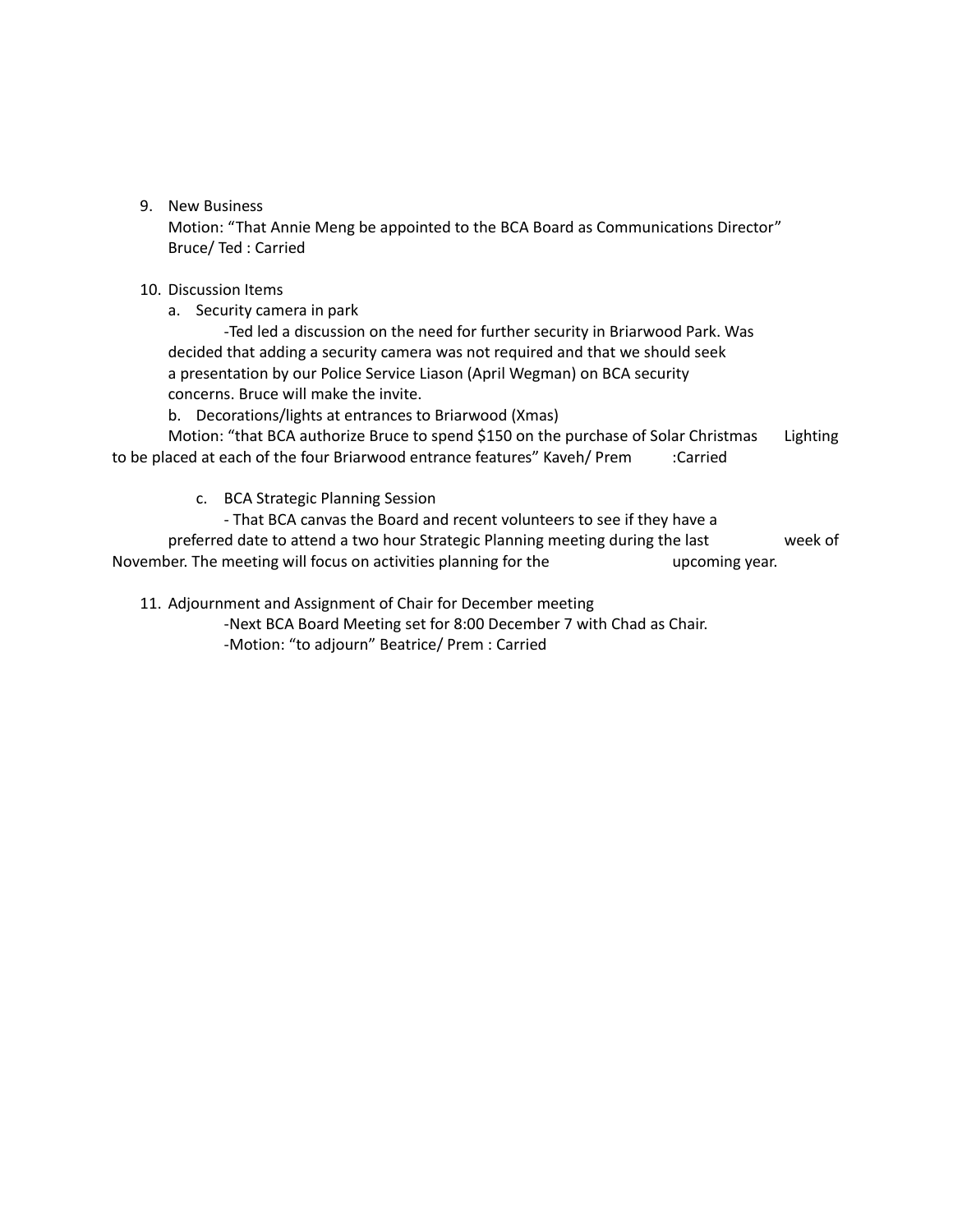9. New Business

   Motion: “That Annie Meng be appointed to the BCA Board as Communications Director”
   Bruce/ Ted : Carried

10. Discussion Items

    a. Security camera in park

       -Ted led a discussion on the need for further security in Briarwood Park. Was decided that adding a security camera was not required and that we should seek a presentation by our Police Service Liason (April Wegman) on BCA security concerns. Bruce will make the invite.

    b. Decorations/lights at entrances to Briarwood (Xmas)

       Motion: “that BCA authorize Bruce to spend $150 on the purchase of Solar Christmas Lighting to be placed at each of the four Briarwood entrance features” Kaveh/ Prem :Carried

    c. BCA Strategic Planning Session

       - That BCA canvas the Board and recent volunteers to see if they have a preferred date to attend a two hour Strategic Planning meeting during the last week of November. The meeting will focus on activities planning for the upcoming year.

11. Adjournment and Assignment of Chair for December meeting

    -Next BCA Board Meeting set for 8:00 December 7 with Chad as Chair.

    -Motion: “to adjourn” Beatrice/ Prem : Carried